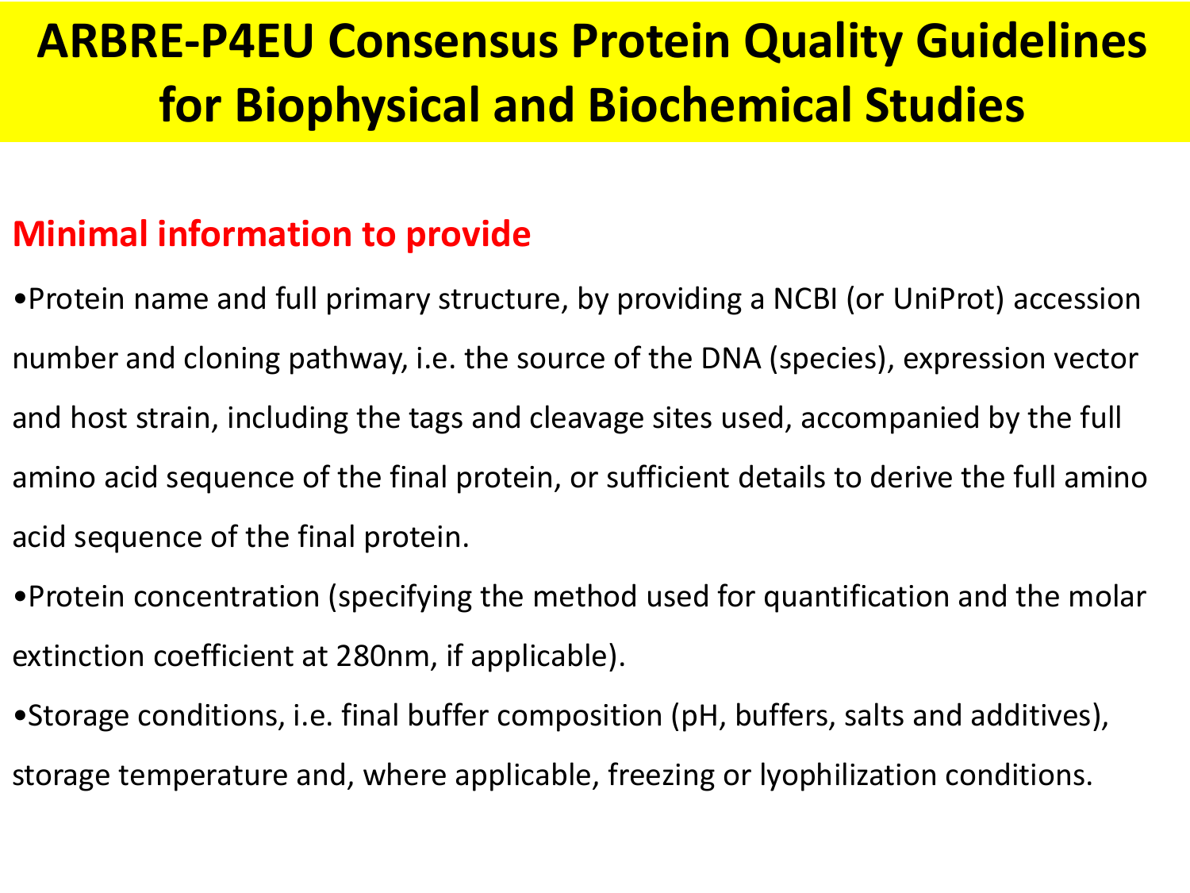# ARBRE-P4EU Consensus Protein Quality Guidelines for Biophysical and Biochemical Studies

## Minimal information to provide

- Protein name and full primary structure, by providing a NCBI (or UniProt) accession number and cloning pathway, i.e. the source of the DNA (species), expression vector and host strain, including the tags and cleavage sites used, accompanied by the full amino acid sequence of the final protein, or sufficient details to derive the full amino acid sequence of the final protein.
- Protein concentration (specifying the method used for quantification and the molar extinction coefficient at 280nm, if applicable).
- Storage conditions, i.e. final buffer composition (pH, buffers, salts and additives), storage temperature and, where applicable, freezing or lyophilization conditions.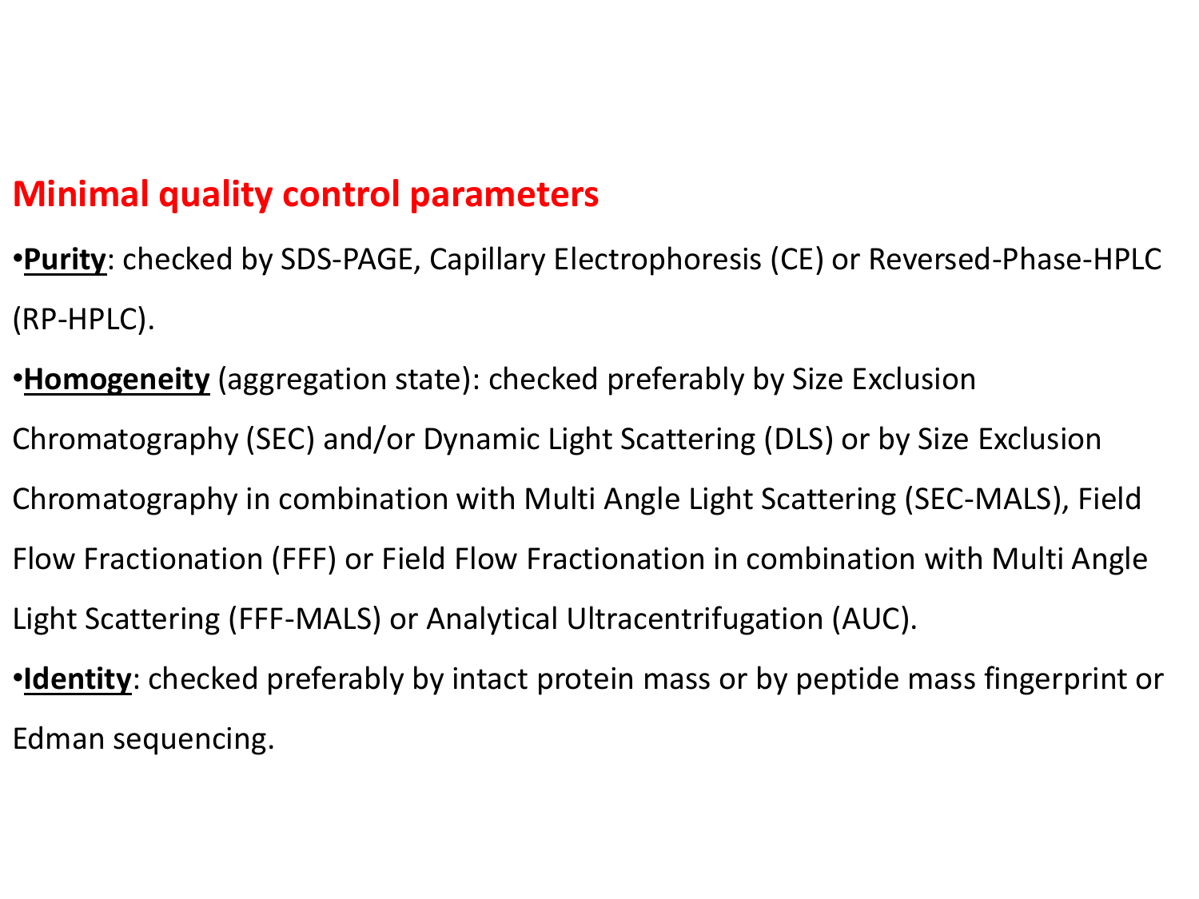## Minimal quality control parameters

- **Purity**: checked by SDS-PAGE, Capillary Electrophoresis (CE) or Reversed-Phase-HPLC (RP-HPLC).
- **Homogeneity** (aggregation state): checked preferably by Size Exclusion Chromatography (SEC) and/or Dynamic Light Scattering (DLS) or by Size Exclusion Chromatography in combination with Multi Angle Light Scattering (SEC-MALS), Field Flow Fractionation (FFF) or Field Flow Fractionation in combination with Multi Angle Light Scattering (FFF-MALS) or Analytical Ultracentrifugation (AUC).
- **Identity**: checked preferably by intact protein mass or by peptide mass fingerprint or Edman sequencing.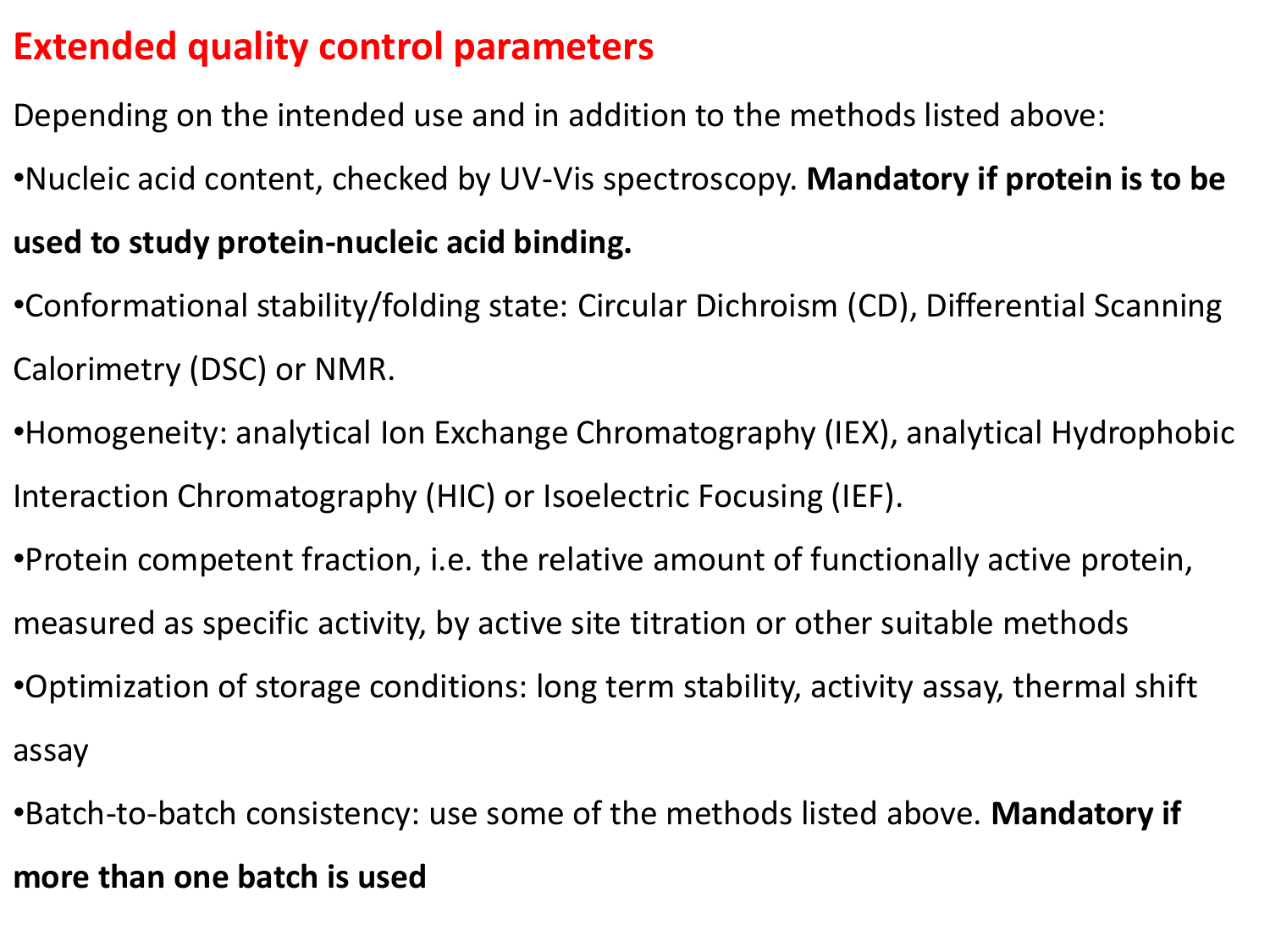## Extended quality control parameters

Depending on the intended use and in addition to the methods listed above:

- Nucleic acid content, checked by UV-Vis spectroscopy. **Mandatory if protein is to be used to study protein-nucleic acid binding.**
- Conformational stability/folding state: Circular Dichroism (CD), Differential Scanning Calorimetry (DSC) or NMR.
- Homogeneity: analytical Ion Exchange Chromatography (IEX), analytical Hydrophobic Interaction Chromatography (HIC) or Isoelectric Focusing (IEF).
- Protein competent fraction, i.e. the relative amount of functionally active protein, measured as specific activity, by active site titration or other suitable methods
- Optimization of storage conditions: long term stability, activity assay, thermal shift assay
- Batch-to-batch consistency: use some of the methods listed above. **Mandatory if more than one batch is used**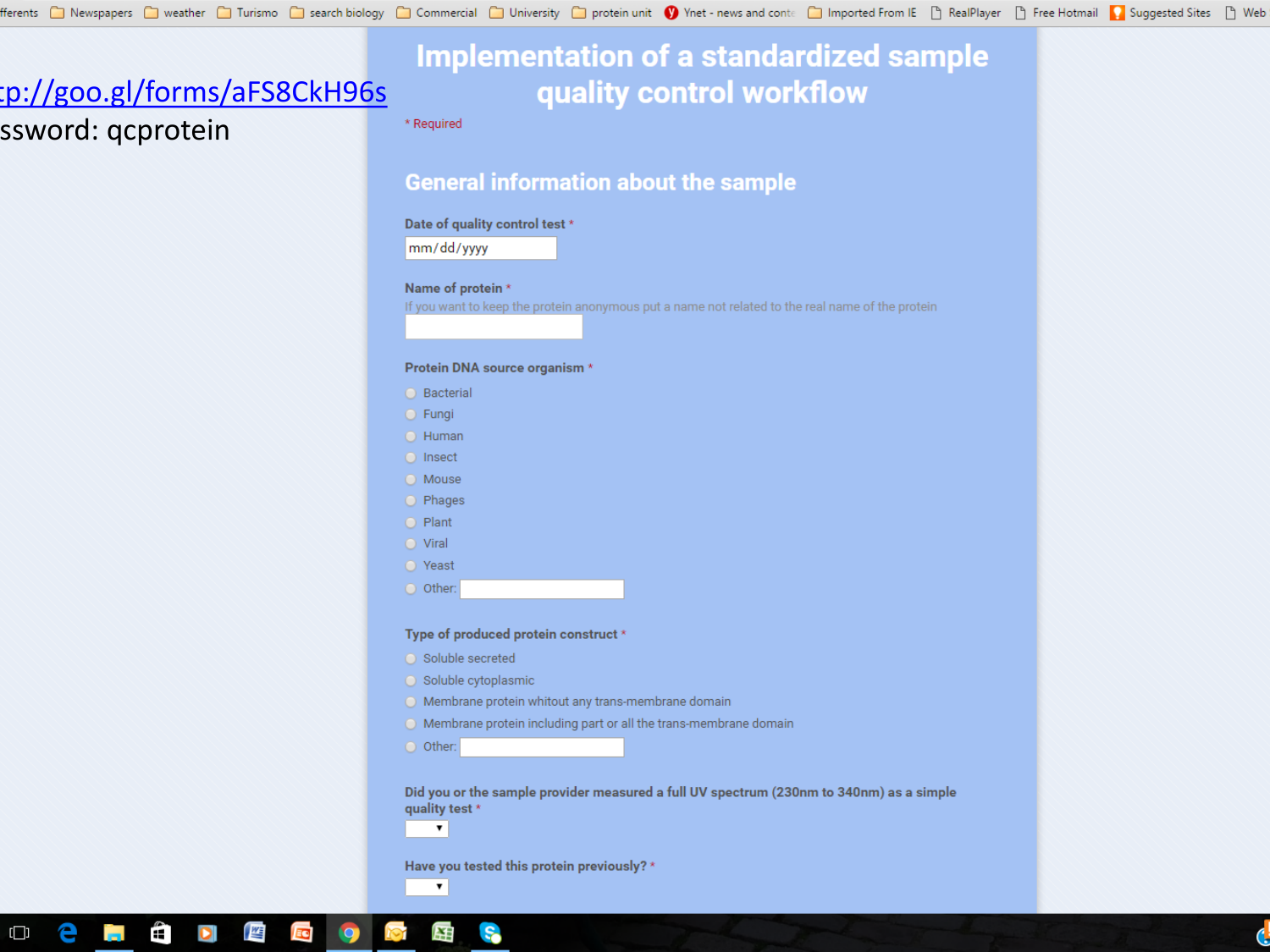tp://goo.gl/forms/aFS8CkH96s

ssword: qcprotein

# Implementation of a standardized sample quality control workflow

* Required

## General information about the sample

**Date of quality control test** *

mm/dd/yyyy

**Name of protein** *

If you want to keep the protein anonymous put a name not related to the real name of the protein

**Protein DNA source organism** *

- Bacterial
- Fungi
- Human
- Insect
- Mouse
- Phages
- Plant
- Viral
- Yeast
- Other:

**Type of produced protein construct** *

- Soluble secreted
- Soluble cytoplasmic
- Membrane protein whitout any trans-membrane domain
- Membrane protein including part or all the trans-membrane domain
- Other:

**Did you or the sample provider measured a full UV spectrum (230nm to 340nm) as a simple quality test** *

**Have you tested this protein previously?** *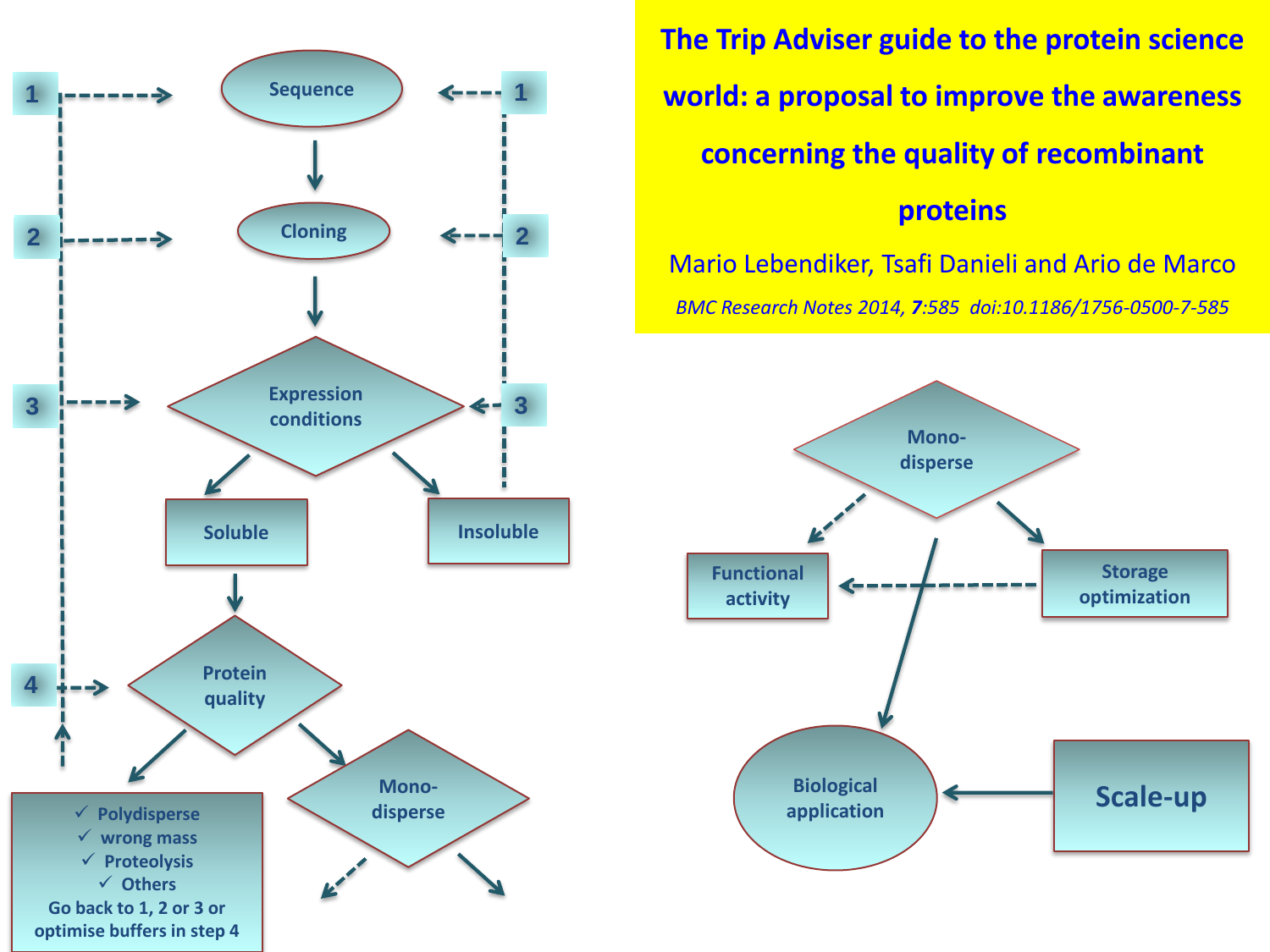# The Trip Adviser guide to the protein science world: a proposal to improve the awareness concerning the quality of recombinant proteins

Mario Lebendiker, Tsafi Danieli and Ario de Marco

*BMC Research Notes 2014, **7**:585 doi:10.1186/1756-0500-7-585*

Sequence

Cloning

Expression conditions

Soluble

Insoluble

Protein quality

Mono-disperse

- ✓ Polydisperse
- ✓ wrong mass
- ✓ Proteolysis
- ✓ Others

Go back to 1, 2 or 3 or optimise buffers in step 4

Mono-disperse

Functional activity

Storage optimization

Biological application

Scale-up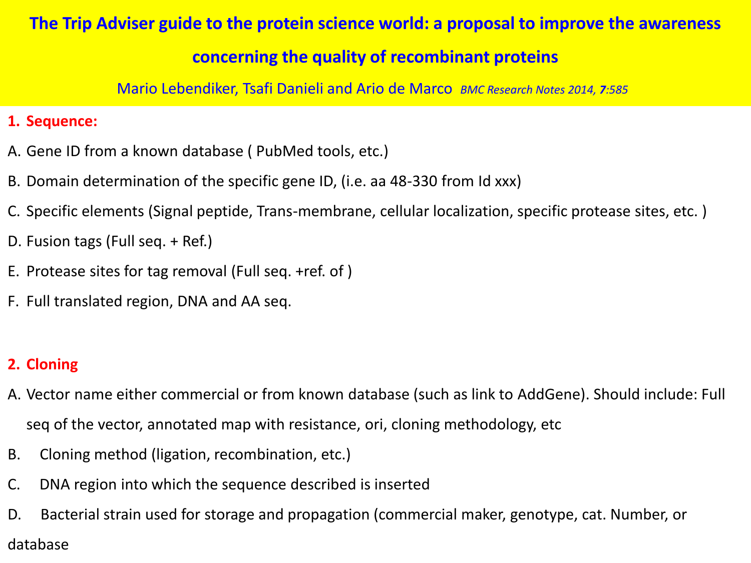# The Trip Adviser guide to the protein science world: a proposal to improve the awareness concerning the quality of recombinant proteins

Mario Lebendiker, Tsafi Danieli and Ario de Marco *BMC Research Notes 2014, **7**:585*

## 1. Sequence:

A. Gene ID from a known database ( PubMed tools, etc.)

B. Domain determination of the specific gene ID, (i.e. aa 48-330 from Id xxx)

C. Specific elements (Signal peptide, Trans-membrane, cellular localization, specific protease sites, etc. )

D. Fusion tags (Full seq. + Ref.)

E. Protease sites for tag removal (Full seq. +ref. of )

F. Full translated region, DNA and AA seq.

## 2. Cloning

A. Vector name either commercial or from known database (such as link to AddGene). Should include: Full seq of the vector, annotated map with resistance, ori, cloning methodology, etc

B. Cloning method (ligation, recombination, etc.)

C. DNA region into which the sequence described is inserted

D. Bacterial strain used for storage and propagation (commercial maker, genotype, cat. Number, or database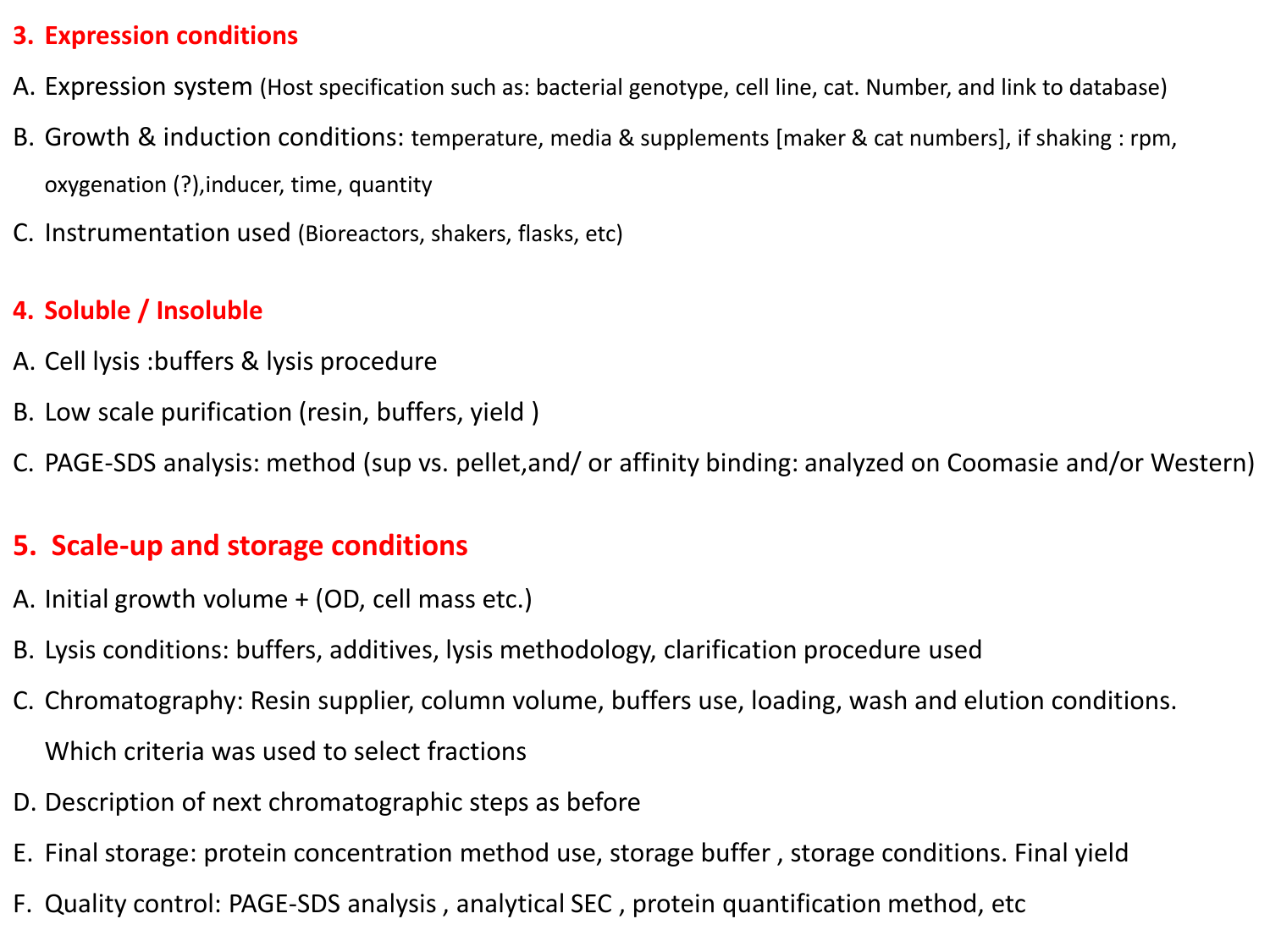## 3. Expression conditions

A. Expression system (Host specification such as: bacterial genotype, cell line, cat. Number, and link to database)

B. Growth & induction conditions: temperature, media & supplements [maker & cat numbers], if shaking : rpm, oxygenation (?),inducer, time, quantity

C. Instrumentation used (Bioreactors, shakers, flasks, etc)

## 4. Soluble / Insoluble

A. Cell lysis :buffers & lysis procedure

B. Low scale purification (resin, buffers, yield )

C. PAGE-SDS analysis: method (sup vs. pellet,and/ or affinity binding: analyzed on Coomasie and/or Western)

## 5. Scale-up and storage conditions

A. Initial growth volume + (OD, cell mass etc.)

B. Lysis conditions: buffers, additives, lysis methodology, clarification procedure used

C. Chromatography: Resin supplier, column volume, buffers use, loading, wash and elution conditions. Which criteria was used to select fractions

D. Description of next chromatographic steps as before

E. Final storage: protein concentration method use, storage buffer , storage conditions. Final yield

F. Quality control: PAGE-SDS analysis , analytical SEC , protein quantification method, etc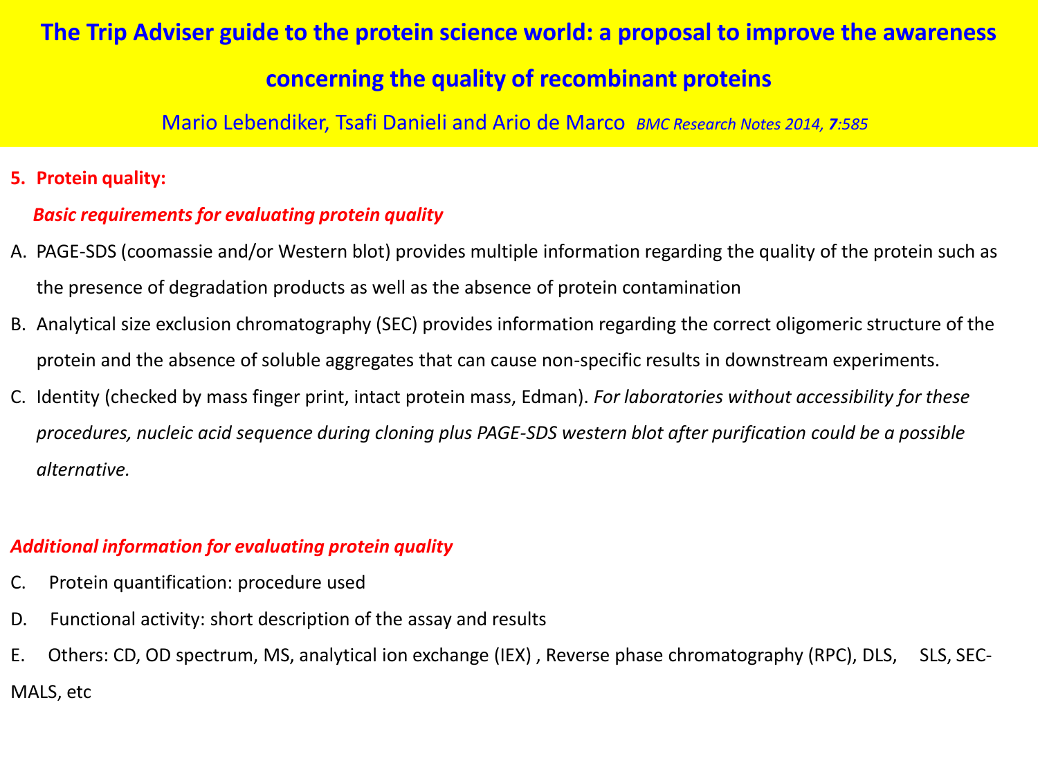# The Trip Adviser guide to the protein science world: a proposal to improve the awareness concerning the quality of recombinant proteins

Mario Lebendiker, Tsafi Danieli and Ario de Marco *BMC Research Notes 2014, **7**:585*

## 5. Protein quality:

### *Basic requirements for evaluating protein quality*

A. PAGE-SDS (coomassie and/or Western blot) provides multiple information regarding the quality of the protein such as the presence of degradation products as well as the absence of protein contamination

B. Analytical size exclusion chromatography (SEC) provides information regarding the correct oligomeric structure of the protein and the absence of soluble aggregates that can cause non-specific results in downstream experiments.

C. Identity (checked by mass finger print, intact protein mass, Edman). *For laboratories without accessibility for these procedures, nucleic acid sequence during cloning plus PAGE-SDS western blot after purification could be a possible alternative.*

### *Additional information for evaluating protein quality*

C. Protein quantification: procedure used

D. Functional activity: short description of the assay and results

E. Others: CD, OD spectrum, MS, analytical ion exchange (IEX) , Reverse phase chromatography (RPC), DLS, SLS, SEC-MALS, etc